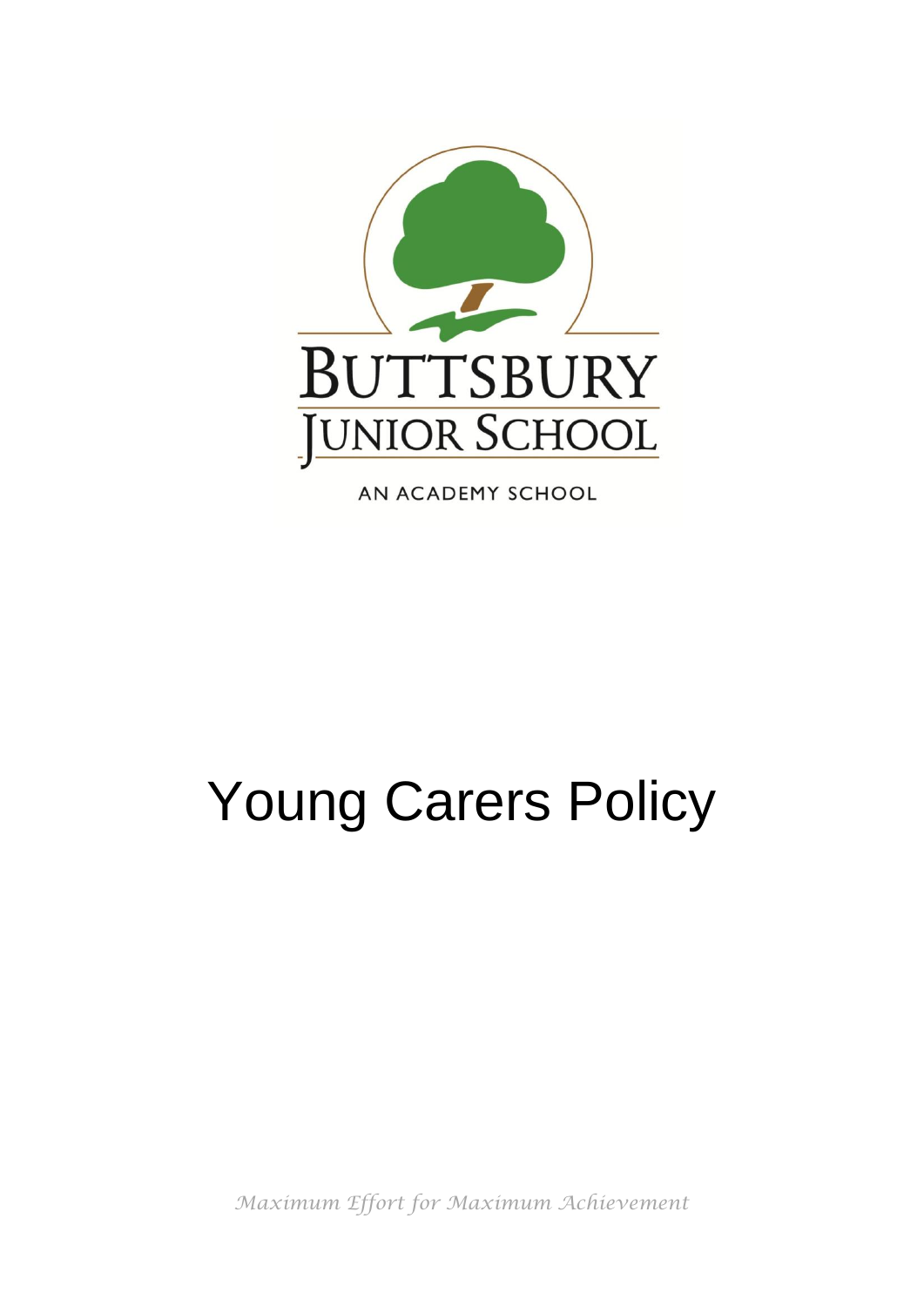BUTTSBURY JUNIOR SCHOOL

AN ACADEMY SCHOOL

# Young Carers Policy

*Maximum Effort for Maximum Achievement*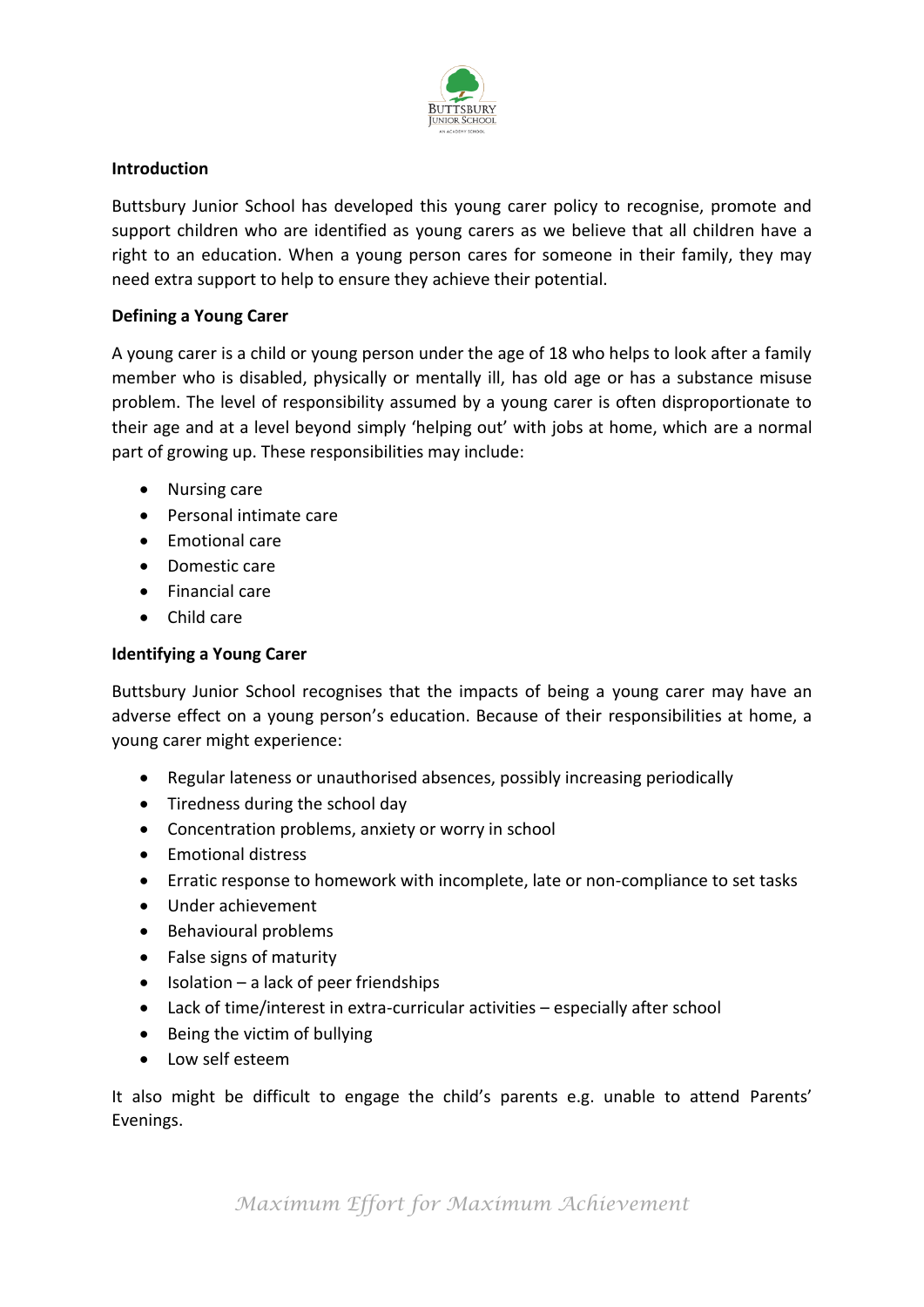**Introduction**

Buttsbury Junior School has developed this young carer policy to recognise, promote and support children who are identified as young carers as we believe that all children have a right to an education. When a young person cares for someone in their family, they may need extra support to help to ensure they achieve their potential.

**Defining a Young Carer**

A young carer is a child or young person under the age of 18 who helps to look after a family member who is disabled, physically or mentally ill, has old age or has a substance misuse problem. The level of responsibility assumed by a young carer is often disproportionate to their age and at a level beyond simply 'helping out' with jobs at home, which are a normal part of growing up. These responsibilities may include:

- Nursing care
- Personal intimate care
- Emotional care
- Domestic care
- Financial care
- Child care

**Identifying a Young Carer**

Buttsbury Junior School recognises that the impacts of being a young carer may have an adverse effect on a young person's education. Because of their responsibilities at home, a young carer might experience:

- Regular lateness or unauthorised absences, possibly increasing periodically
- Tiredness during the school day
- Concentration problems, anxiety or worry in school
- Emotional distress
- Erratic response to homework with incomplete, late or non-compliance to set tasks
- Under achievement
- Behavioural problems
- False signs of maturity
- Isolation – a lack of peer friendships
- Lack of time/interest in extra-curricular activities – especially after school
- Being the victim of bullying
- Low self esteem

It also might be difficult to engage the child's parents e.g. unable to attend Parents' Evenings.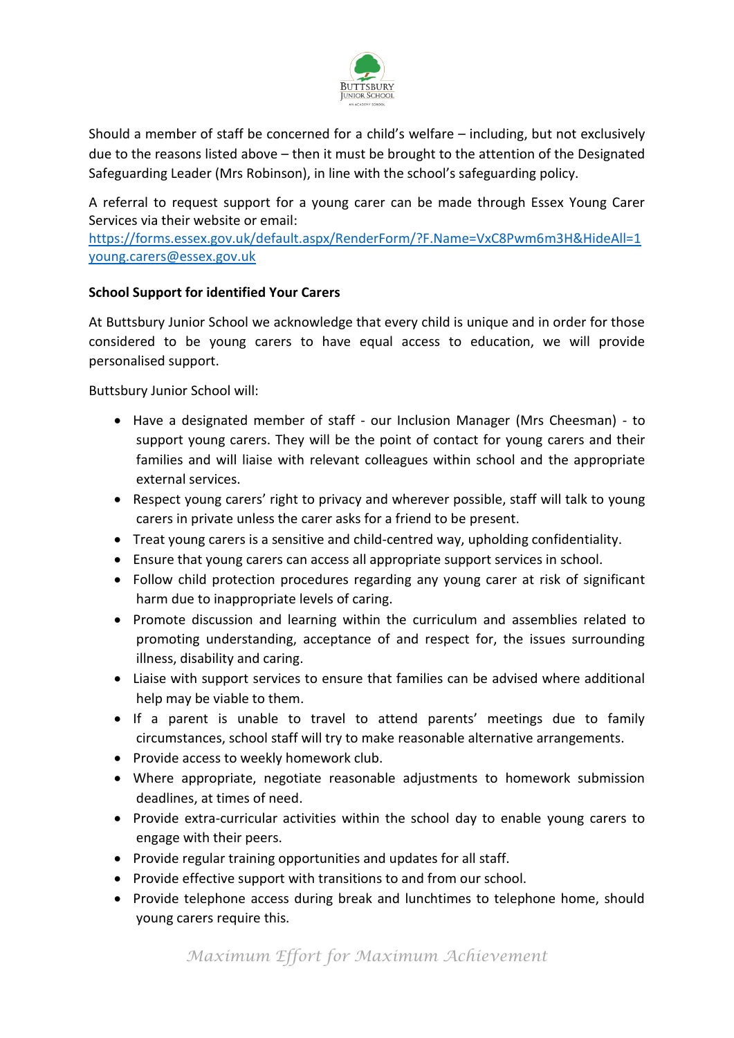Should a member of staff be concerned for a child's welfare – including, but not exclusively due to the reasons listed above – then it must be brought to the attention of the Designated Safeguarding Leader (Mrs Robinson), in line with the school's safeguarding policy.

A referral to request support for a young carer can be made through Essex Young Carer Services via their website or email:
[https://forms.essex.gov.uk/default.aspx/RenderForm/?F.Name=VxC8Pwm6m3H&HideAll=1](https://forms.essex.gov.uk/default.aspx/RenderForm/?F.Name=VxC8Pwm6m3H&HideAll=1)
[young.carers@essex.gov.uk](mailto:young.carers@essex.gov.uk)

**School Support for identified Your Carers**

At Buttsbury Junior School we acknowledge that every child is unique and in order for those considered to be young carers to have equal access to education, we will provide personalised support.

Buttsbury Junior School will:

- Have a designated member of staff - our Inclusion Manager (Mrs Cheesman) - to support young carers. They will be the point of contact for young carers and their families and will liaise with relevant colleagues within school and the appropriate external services.
- Respect young carers' right to privacy and wherever possible, staff will talk to young carers in private unless the carer asks for a friend to be present.
- Treat young carers is a sensitive and child-centred way, upholding confidentiality.
- Ensure that young carers can access all appropriate support services in school.
- Follow child protection procedures regarding any young carer at risk of significant harm due to inappropriate levels of caring.
- Promote discussion and learning within the curriculum and assemblies related to promoting understanding, acceptance of and respect for, the issues surrounding illness, disability and caring.
- Liaise with support services to ensure that families can be advised where additional help may be viable to them.
- If a parent is unable to travel to attend parents' meetings due to family circumstances, school staff will try to make reasonable alternative arrangements.
- Provide access to weekly homework club.
- Where appropriate, negotiate reasonable adjustments to homework submission deadlines, at times of need.
- Provide extra-curricular activities within the school day to enable young carers to engage with their peers.
- Provide regular training opportunities and updates for all staff.
- Provide effective support with transitions to and from our school.
- Provide telephone access during break and lunchtimes to telephone home, should young carers require this.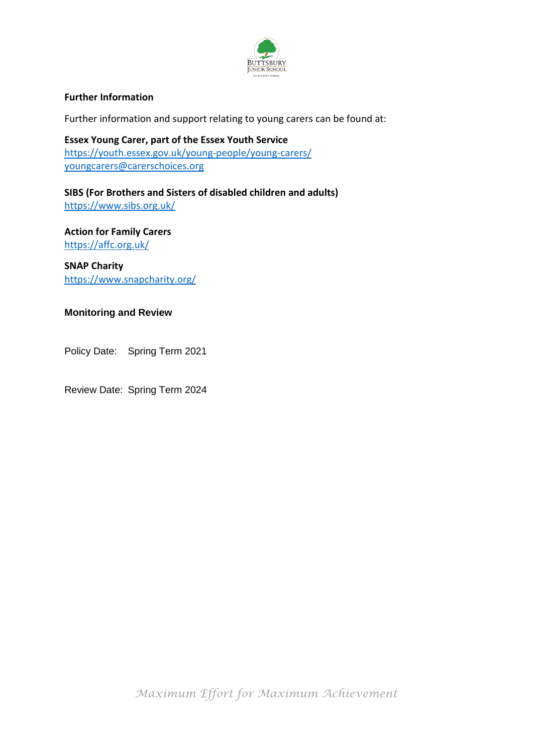## Further Information

Further information and support relating to young carers can be found at:

**Essex Young Carer, part of the Essex Youth Service**
https://youth.essex.gov.uk/young-people/young-carers/
youngcarers@carerschoices.org

**SIBS (For Brothers and Sisters of disabled children and adults)**
https://www.sibs.org.uk/

**Action for Family Carers**
https://affc.org.uk/

**SNAP Charity**
https://www.snapcharity.org/

## Monitoring and Review

Policy Date: Spring Term 2021

Review Date: Spring Term 2024